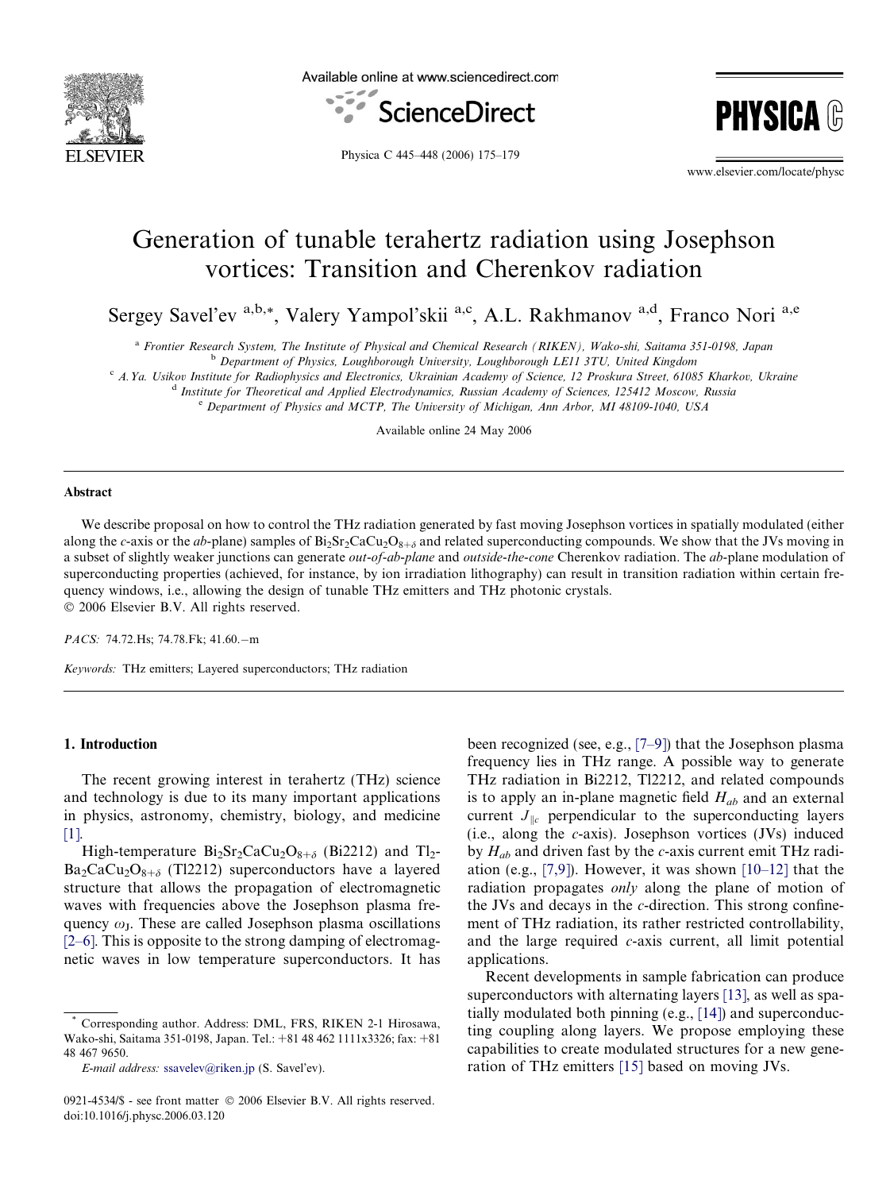# Generation of tunable terahertz radiation using Josephson vortices: Transition and Cherenkov radiation

Sergey Savel'ev [a,b,*], Valery Yampol'skii [a,c], A.L. Rakhmanov [a,d], Franco Nori [a,e]

[a] Frontier Research System, The Institute of Physical and Chemical Research (RIKEN), Wako-shi, Saitama 351-0198, Japan

[b] Department of Physics, Loughborough University, Loughborough LE11 3TU, United Kingdom

[c] A.Ya. Usikov Institute for Radiophysics and Electronics, Ukrainian Academy of Science, 12 Proskura Street, 61085 Kharkov, Ukraine

[d] Institute for Theoretical and Applied Electrodynamics, Russian Academy of Sciences, 125412 Moscow, Russia

[e] Department of Physics and MCTP, The University of Michigan, Ann Arbor, MI 48109-1040, USA

Available online 24 May 2006

## Abstract

We describe proposal on how to control the THz radiation generated by fast moving Josephson vortices in spatially modulated (either along the *c*-axis or the *ab*-plane) samples of $Bi_2Sr_2CaCu_2O_{8+\delta}$ and related superconducting compounds. We show that the JVs moving in a subset of slightly weaker junctions can generate *out-of-ab-plane* and *outside-the-cone* Cherenkov radiation. The *ab*-plane modulation of superconducting properties (achieved, for instance, by ion irradiation lithography) can result in transition radiation within certain frequency windows, i.e., allowing the design of tunable THz emitters and THz photonic crystals.

© 2006 Elsevier B.V. All rights reserved.

*PACS:* 74.72.Hs; 74.78.Fk; 41.60.−m

*Keywords:* THz emitters; Layered superconductors; THz radiation

## 1. Introduction

The recent growing interest in terahertz (THz) science and technology is due to its many important applications in physics, astronomy, chemistry, biology, and medicine [1].

High-temperature $Bi_2Sr_2CaCu_2O_{8+\delta}$ (Bi2212) and $Tl_2Ba_2CaCu_2O_{8+\delta}$ (Tl2212) superconductors have a layered structure that allows the propagation of electromagnetic waves with frequencies above the Josephson plasma frequency $\omega_J$. These are called Josephson plasma oscillations [2–6]. This is opposite to the strong damping of electromagnetic waves in low temperature superconductors. It has been recognized (see, e.g., [7–9]) that the Josephson plasma frequency lies in THz range. A possible way to generate THz radiation in Bi2212, Tl2212, and related compounds is to apply an in-plane magnetic field $H_{ab}$ and an external current $J_{\parallel c}$ perpendicular to the superconducting layers (i.e., along the *c*-axis). Josephson vortices (JVs) induced by $H_{ab}$ and driven fast by the *c*-axis current emit THz radiation (e.g., [7,9]). However, it was shown [10–12] that the radiation propagates *only* along the plane of motion of the JVs and decays in the *c*-direction. This strong confinement of THz radiation, its rather restricted controllability, and the large required *c*-axis current, all limit potential applications.

Recent developments in sample fabrication can produce superconductors with alternating layers [13], as well as spatially modulated both pinning (e.g., [14]) and superconducting coupling along layers. We propose employing these capabilities to create modulated structures for a new generation of THz emitters [15] based on moving JVs.

\* Corresponding author. Address: DML, FRS, RIKEN 2-1 Hirosawa, Wako-shi, Saitama 351-0198, Japan. Tel.: +81 48 462 1111x3326; fax: +81 48 467 9650.

*E-mail address:* ssavelev@riken.jp (S. Savel'ev).

0921-4534/$ - see front matter © 2006 Elsevier B.V. All rights reserved.
doi:10.1016/j.physc.2006.03.120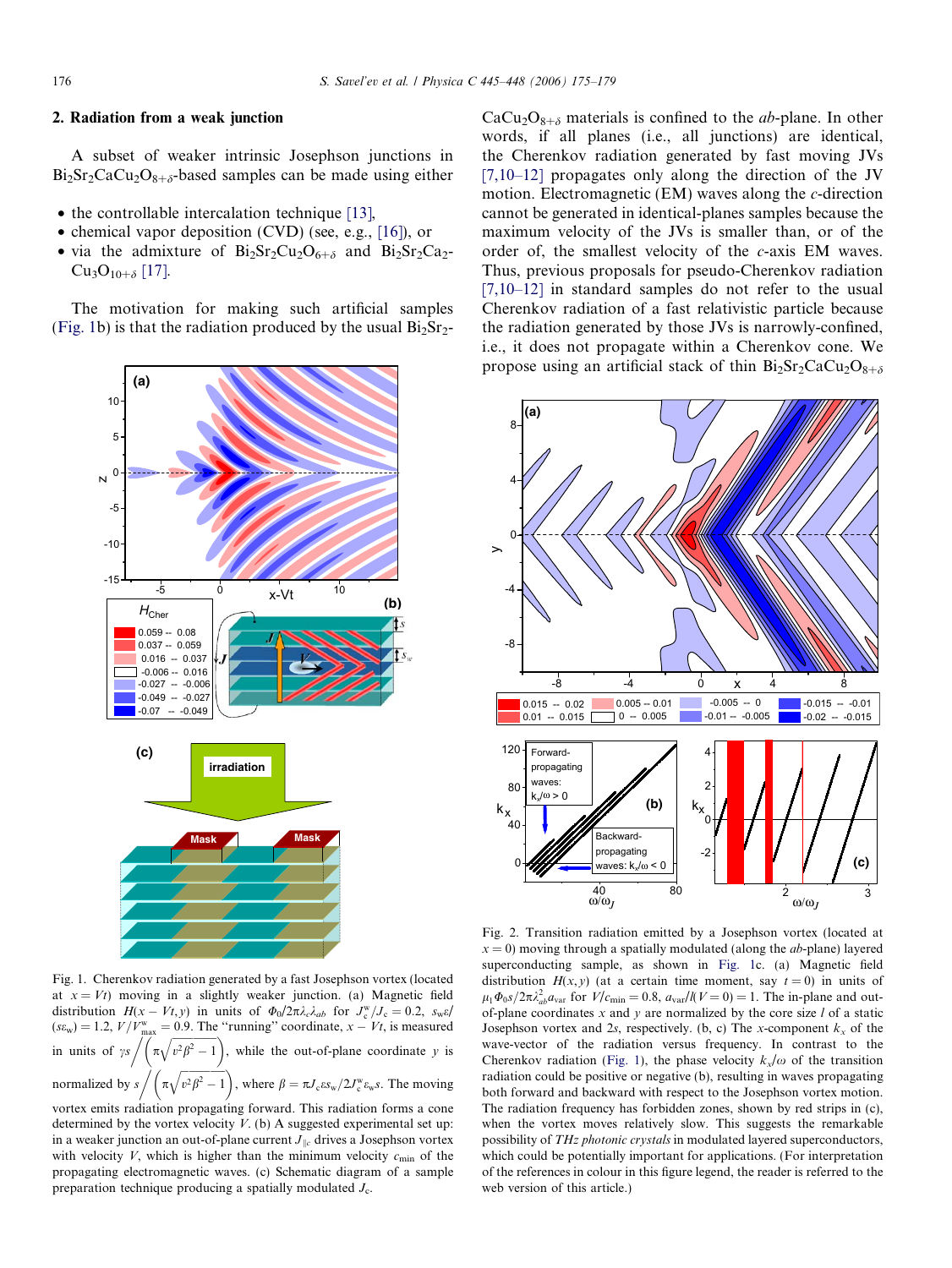## 2. Radiation from a weak junction

A subset of weaker intrinsic Josephson junctions in $Bi_2Sr_2CaCu_2O_{8+\delta}$-based samples can be made using either

- the controllable intercalation technique [13],
- chemical vapor deposition (CVD) (see, e.g., [16]), or
- via the admixture of $Bi_2Sr_2Cu_2O_{6+\delta}$ and $Bi_2Sr_2Ca_2Cu_3O_{10+\delta}$ [17].

The motivation for making such artificial samples (Fig. 1b) is that the radiation produced by the usual $Bi_2Sr_2CaCu_2O_{8+\delta}$ materials is confined to the *ab*-plane. In other words, if all planes (i.e., all junctions) are identical, the Cherenkov radiation generated by fast moving JVs [7,10–12] propagates only along the direction of the JV motion. Electromagnetic (EM) waves along the *c*-direction cannot be generated in identical-planes samples because the maximum velocity of the JVs is smaller than, or of the order of, the smallest velocity of the *c*-axis EM waves. Thus, previous proposals for pseudo-Cherenkov radiation [7,10–12] in standard samples do not refer to the usual Cherenkov radiation of a fast relativistic particle because the radiation generated by those JVs is narrowly-confined, i.e., it does not propagate within a Cherenkov cone. We propose using an artificial stack of thin $Bi_2Sr_2CaCu_2O_{8+\delta}$

Fig. 1. Cherenkov radiation generated by a fast Josephson vortex (located at $x = Vt$) moving in a slightly weaker junction. (a) Magnetic field distribution $H(x - Vt, y)$ in units of $\Phi_0/2\pi\lambda_c\lambda_{ab}$ for $J_c^w/J_c = 0.2$, $s_w\varepsilon/(s\varepsilon_w) = 1.2$, $V/V_{max}^w = 0.9$. The "running" coordinate, $x - Vt$, is measured in units of $\gamma s \Big/ \left(\pi\sqrt{v^2\beta^2 - 1}\right)$, while the out-of-plane coordinate $y$ is normalized by $s \Big/ \left(\pi\sqrt{v^2\beta^2 - 1}\right)$, where $\beta = \pi J_c\varepsilon s_w/2J_c^w\varepsilon_w s$. The moving vortex emits radiation propagating forward. This radiation forms a cone determined by the vortex velocity $V$. (b) A suggested experimental set up: in a weaker junction an out-of-plane current $J_{\parallel c}$ drives a Josephson vortex with velocity $V$, which is higher than the minimum velocity $c_{min}$ of the propagating electromagnetic waves. (c) Schematic diagram of a sample preparation technique producing a spatially modulated $J_c$.

Fig. 2. Transition radiation emitted by a Josephson vortex (located at $x = 0$) moving through a spatially modulated (along the *ab*-plane) layered superconducting sample, as shown in Fig. 1c. (a) Magnetic field distribution $H(x, y)$ (at a certain time moment, say $t = 0$) in units of $\mu_1\Phi_0 s/2\pi\lambda_{ab}^2 a_{var}$ for $V/c_{min} = 0.8$, $a_{var}/l(V = 0) = 1$. The in-plane and out-of-plane coordinates $x$ and $y$ are normalized by the core size $l$ of a static Josephson vortex and $2s$, respectively. (b, c) The $x$-component $k_x$ of the wave-vector of the radiation versus frequency. In contrast to the Cherenkov radiation (Fig. 1), the phase velocity $k_x/\omega$ of the transition radiation could be positive or negative (b), resulting in waves propagating both forward and backward with respect to the Josephson vortex motion. The radiation frequency has forbidden zones, shown by red strips in (c), when the vortex moves relatively slow. This suggests the remarkable possibility of *THz photonic crystals* in modulated layered superconductors, which could be potentially important for applications. (For interpretation of the references in colour in this figure legend, the reader is referred to the web version of this article.)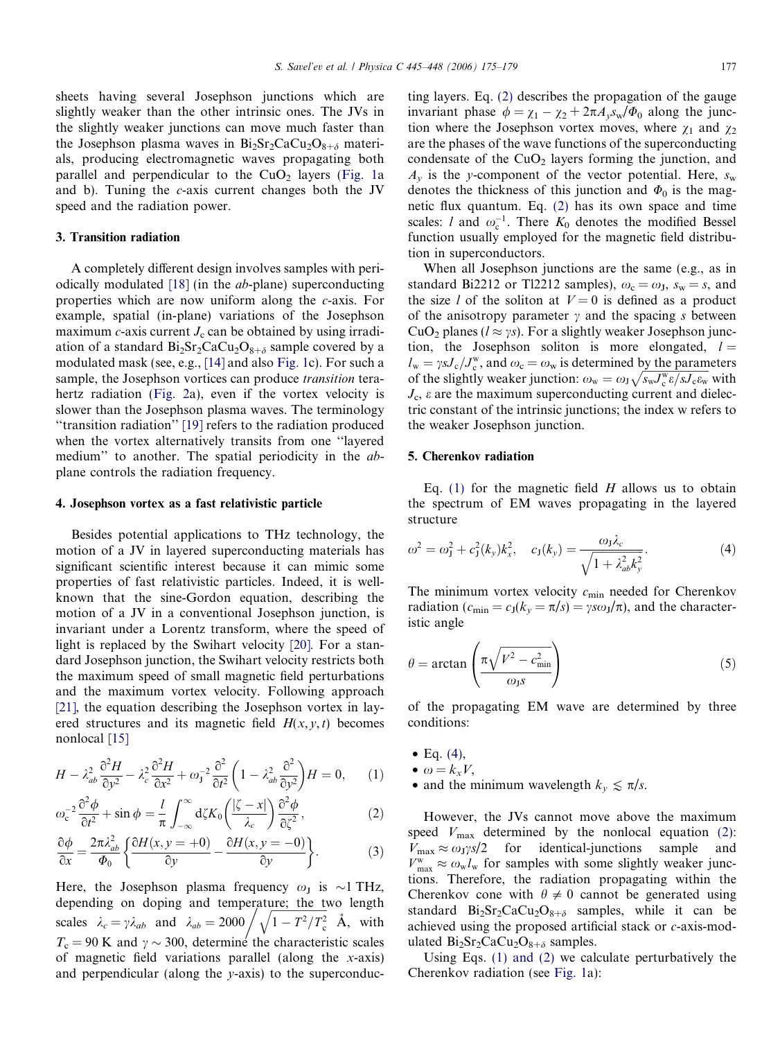sheets having several Josephson junctions which are slightly weaker than the other intrinsic ones. The JVs in the slightly weaker junctions can move much faster than the Josephson plasma waves in $Bi_2Sr_2CaCu_2O_{8+\delta}$ materials, producing electromagnetic waves propagating both parallel and perpendicular to the $CuO_2$ layers (Fig. 1a and b). Tuning the *c*-axis current changes both the JV speed and the radiation power.

### 3. Transition radiation

A completely different design involves samples with periodically modulated [18] (in the *ab*-plane) superconducting properties which are now uniform along the *c*-axis. For example, spatial (in-plane) variations of the Josephson maximum *c*-axis current $J_c$ can be obtained by using irradiation of a standard $Bi_2Sr_2CaCu_2O_{8+\delta}$ sample covered by a modulated mask (see, e.g., [14] and also Fig. 1c). For such a sample, the Josephson vortices can produce *transition* terahertz radiation (Fig. 2a), even if the vortex velocity is slower than the Josephson plasma waves. The terminology "transition radiation" [19] refers to the radiation produced when the vortex alternatively transits from one "layered medium" to another. The spatial periodicity in the *ab*-plane controls the radiation frequency.

### 4. Josephson vortex as a fast relativistic particle

Besides potential applications to THz technology, the motion of a JV in layered superconducting materials has significant scientific interest because it can mimic some properties of fast relativistic particles. Indeed, it is well-known that the sine-Gordon equation, describing the motion of a JV in a conventional Josephson junction, is invariant under a Lorentz transform, where the speed of light is replaced by the Swihart velocity [20]. For a standard Josephson junction, the Swihart velocity restricts both the maximum speed of small magnetic field perturbations and the maximum vortex velocity. Following approach [21], the equation describing the Josephson vortex in layered structures and its magnetic field $H(x,y,t)$ becomes nonlocal [15]

$$H - \lambda_{ab}^2 \frac{\partial^2 H}{\partial y^2} - \lambda_c^2 \frac{\partial^2 H}{\partial x^2} + \omega_J^{-2} \frac{\partial^2}{\partial t^2}\left(1 - \lambda_{ab}^2 \frac{\partial^2}{\partial y^2}\right) H = 0, \quad (1)$$

$$\omega_c^{-2} \frac{\partial^2 \phi}{\partial t^2} + \sin \phi = \frac{l}{\pi} \int_{-\infty}^{\infty} d\zeta K_0\left(\frac{|\zeta - x|}{\lambda_c}\right) \frac{\partial^2 \phi}{\partial \zeta^2}, \quad (2)$$

$$\frac{\partial \phi}{\partial x} = \frac{2\pi \lambda_{ab}^2}{\Phi_0}\left\{\frac{\partial H(x, y=+0)}{\partial y} - \frac{\partial H(x, y=-0)}{\partial y}\right\}. \quad (3)$$

Here, the Josephson plasma frequency $\omega_J$ is $\sim$1 THz, depending on doping and temperature; the two length scales $\lambda_c = \gamma \lambda_{ab}$ and $\lambda_{ab} = 2000 \big/ \sqrt{1 - T^2/T_c^2}$ Å, with $T_c = 90$ K and $\gamma \sim 300$, determine the characteristic scales of magnetic field variations parallel (along the *x*-axis) and perpendicular (along the *y*-axis) to the superconducting layers. Eq. (2) describes the propagation of the gauge invariant phase $\phi = \chi_1 - \chi_2 + 2\pi A_y s_w/\Phi_0$ along the junction where the Josephson vortex moves, where $\chi_1$ and $\chi_2$ are the phases of the wave functions of the superconducting condensate of the $CuO_2$ layers forming the junction, and $A_y$ is the *y*-component of the vector potential. Here, $s_w$ denotes the thickness of this junction and $\Phi_0$ is the magnetic flux quantum. Eq. (2) has its own space and time scales: $l$ and $\omega_c^{-1}$. There $K_0$ denotes the modified Bessel function usually employed for the magnetic field distribution in superconductors.

When all Josephson junctions are the same (e.g., as in standard Bi2212 or Tl2212 samples), $\omega_c = \omega_J$, $s_w = s$, and the size $l$ of the soliton at $V = 0$ is defined as a product of the anisotropy parameter $\gamma$ and the spacing $s$ between $CuO_2$ planes ($l \approx \gamma s$). For a slightly weaker Josephson junction, the Josephson soliton is more elongated, $l = l_w = \gamma s J_c / J_c^w$, and $\omega_c = \omega_w$ is determined by the parameters of the slightly weaker junction: $\omega_w = \omega_J \sqrt{s_w J_c^w \varepsilon / s J_c \varepsilon_w}$ with $J_c$, $\varepsilon$ are the maximum superconducting current and dielectric constant of the intrinsic junctions; the index w refers to the weaker Josephson junction.

### 5. Cherenkov radiation

Eq. (1) for the magnetic field $H$ allows us to obtain the spectrum of EM waves propagating in the layered structure

$$\omega^2 = \omega_J^2 + c_J^2(k_y) k_x^2, \quad c_J(k_y) = \frac{\omega_J \lambda_c}{\sqrt{1 + \lambda_{ab}^2 k_y^2}}. \quad (4)$$

The minimum vortex velocity $c_{min}$ needed for Cherenkov radiation ($c_{min} = c_J(k_y = \pi/s) = \gamma s \omega_J / \pi$), and the characteristic angle

$$\theta = \arctan\left(\frac{\pi \sqrt{V^2 - c_{min}^2}}{\omega_J s}\right) \quad (5)$$

of the propagating EM wave are determined by three conditions:

- Eq. (4),
- $\omega = k_x V$,
- and the minimum wavelength $k_y \lesssim \pi/s$.

However, the JVs cannot move above the maximum speed $V_{max}$ determined by the nonlocal equation (2): $V_{max} \approx \omega_J \gamma s/2$ for identical-junctions sample and $V_{max}^w \approx \omega_w l_w$ for samples with some slightly weaker junctions. Therefore, the radiation propagating within the Cherenkov cone with $\theta \neq 0$ cannot be generated using standard $Bi_2Sr_2CaCu_2O_{8+\delta}$ samples, while it can be achieved using the proposed artificial stack or *c*-axis-modulated $Bi_2Sr_2CaCu_2O_{8+\delta}$ samples.

Using Eqs. (1) and (2) we calculate perturbatively the Cherenkov radiation (see Fig. 1a):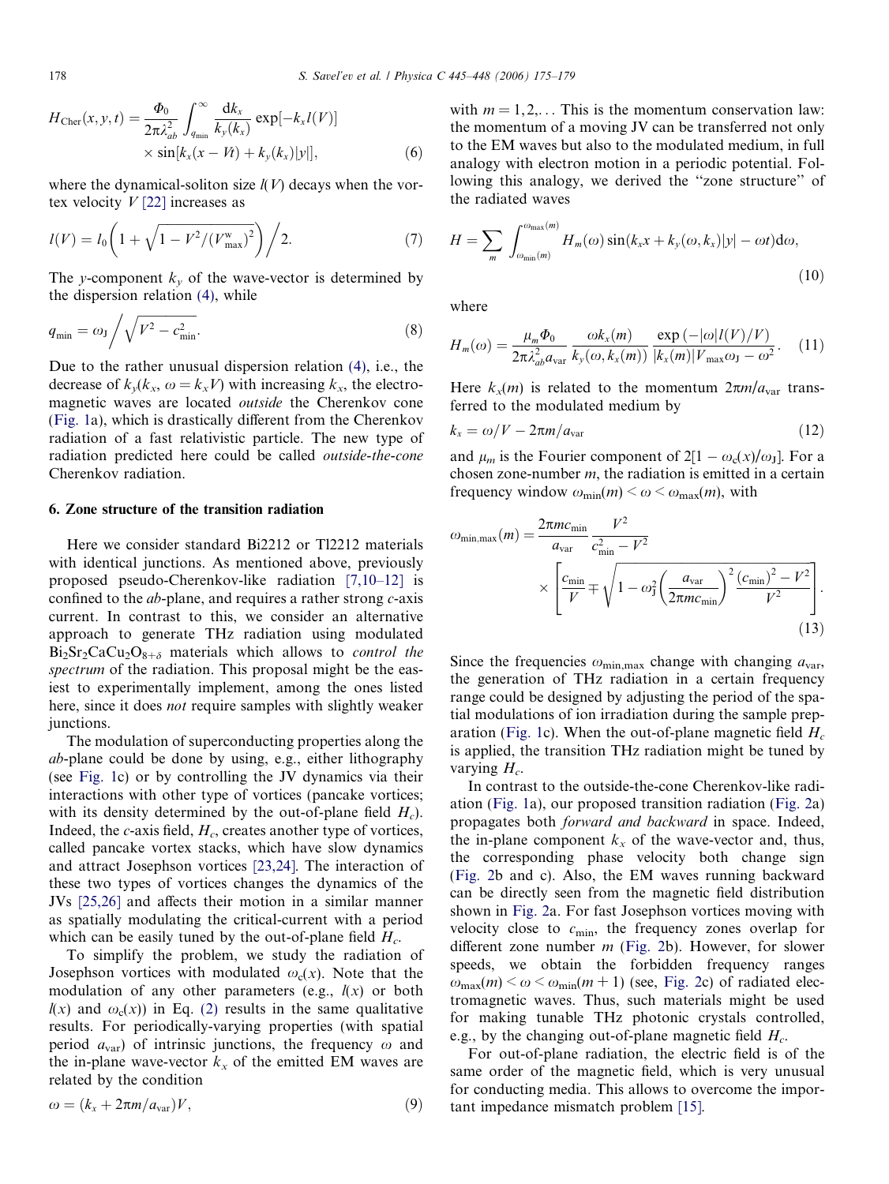$$H_{\rm Cher}(x,y,t) = \frac{\Phi_0}{2\pi\lambda_{ab}^2}\int_{q_{\min}}^{\infty}\frac{\mathrm{d}k_x}{k_y(k_x)}\exp[-k_x l(V)] \times \sin[k_x(x-Vt)+k_y(k_x)|y|], \tag{6}$$

where the dynamical-soliton size $l(V)$ decays when the vortex velocity $V$ [22] increases as

$$l(V) = l_0\left(1+\sqrt{1-V^2/(V_{\max}^{\rm w})^2}\right)\Big/2. \tag{7}$$

The $y$-component $k_y$ of the wave-vector is determined by the dispersion relation (4), while

$$q_{\min} = \omega_{\rm J}\Big/\sqrt{V^2-c_{\min}^2}. \tag{8}$$

Due to the rather unusual dispersion relation (4), i.e., the decrease of $k_y(k_x, \omega = k_xV)$ with increasing $k_x$, the electromagnetic waves are located *outside* the Cherenkov cone (Fig. 1a), which is drastically different from the Cherenkov radiation of a fast relativistic particle. The new type of radiation predicted here could be called *outside-the-cone* Cherenkov radiation.

## 6. Zone structure of the transition radiation

Here we consider standard Bi2212 or Tl2212 materials with identical junctions. As mentioned above, previously proposed pseudo-Cherenkov-like radiation [7,10–12] is confined to the $ab$-plane, and requires a rather strong $c$-axis current. In contrast to this, we consider an alternative approach to generate THz radiation using modulated $Bi_2Sr_2CaCu_2O_{8+\delta}$ materials which allows to *control the spectrum* of the radiation. This proposal might be the easiest to experimentally implement, among the ones listed here, since it does *not* require samples with slightly weaker junctions.

The modulation of superconducting properties along the $ab$-plane could be done by using, e.g., either lithography (see Fig. 1c) or by controlling the JV dynamics via their interactions with other type of vortices (pancake vortices; with its density determined by the out-of-plane field $H_c$). Indeed, the $c$-axis field, $H_c$, creates another type of vortices, called pancake vortex stacks, which have slow dynamics and attract Josephson vortices [23,24]. The interaction of these two types of vortices changes the dynamics of the JVs [25,26] and affects their motion in a similar manner as spatially modulating the critical-current with a period which can be easily tuned by the out-of-plane field $H_c$.

To simplify the problem, we study the radiation of Josephson vortices with modulated $\omega_c(x)$. Note that the modulation of any other parameters (e.g., $l(x)$ or both $l(x)$ and $\omega_c(x)$) in Eq. (2) results in the same qualitative results. For periodically-varying properties (with spatial period $a_{\rm var}$) of intrinsic junctions, the frequency $\omega$ and the in-plane wave-vector $k_x$ of the emitted EM waves are related by the condition

$$\omega = (k_x + 2\pi m/a_{\rm var})V, \tag{9}$$

with $m = 1, 2, \ldots$ This is the momentum conservation law: the momentum of a moving JV can be transferred not only to the EM waves but also to the modulated medium, in full analogy with electron motion in a periodic potential. Following this analogy, we derived the "zone structure" of the radiated waves

$$H = \sum_m \int_{\omega_{\min}(m)}^{\omega_{\max}(m)} H_m(\omega)\sin(k_xx + k_y(\omega,k_x)|y| - \omega t)\mathrm{d}\omega, \tag{10}$$

where

$$H_m(\omega) = \frac{\mu_m\Phi_0}{2\pi\lambda_{ab}^2 a_{\rm var}}\,\frac{\omega k_x(m)}{k_y(\omega,k_x(m))}\,\frac{\exp\left(-|\omega|l(V)/V\right)}{|k_x(m)|V_{\max}\omega_{\rm J}-\omega^2}. \tag{11}$$

Here $k_x(m)$ is related to the momentum $2\pi m/a_{\rm var}$ transferred to the modulated medium by

$$k_x = \omega/V - 2\pi m/a_{\rm var} \tag{12}$$

and $\mu_m$ is the Fourier component of $2[1-\omega_c(x)/\omega_{\rm J}]$. For a chosen zone-number $m$, the radiation is emitted in a certain frequency window $\omega_{\min}(m) < \omega < \omega_{\max}(m)$, with

$$\omega_{\min,\max}(m) = \frac{2\pi m c_{\min}}{a_{\rm var}}\,\frac{V^2}{c_{\min}^2 - V^2} \times\left[\frac{c_{\min}}{V} \mp \sqrt{1-\omega_{\rm J}^2\left(\frac{a_{\rm var}}{2\pi m c_{\min}}\right)^2\frac{(c_{\min})^2-V^2}{V^2}}\right]. \tag{13}$$

Since the frequencies $\omega_{\min,\max}$ change with changing $a_{\rm var}$, the generation of THz radiation in a certain frequency range could be designed by adjusting the period of the spatial modulations of ion irradiation during the sample preparation (Fig. 1c). When the out-of-plane magnetic field $H_c$ is applied, the transition THz radiation might be tuned by varying $H_c$.

In contrast to the outside-the-cone Cherenkov-like radiation (Fig. 1a), our proposed transition radiation (Fig. 2a) propagates both *forward and backward* in space. Indeed, the in-plane component $k_x$ of the wave-vector and, thus, the corresponding phase velocity both change sign (Fig. 2b and c). Also, the EM waves running backward can be directly seen from the magnetic field distribution shown in Fig. 2a. For fast Josephson vortices moving with velocity close to $c_{\min}$, the frequency zones overlap for different zone number $m$ (Fig. 2b). However, for slower speeds, we obtain the forbidden frequency ranges $\omega_{\max}(m) < \omega < \omega_{\min}(m+1)$ (see, Fig. 2c) of radiated electromagnetic waves. Thus, such materials might be used for making tunable THz photonic crystals controlled, e.g., by the changing out-of-plane magnetic field $H_c$.

For out-of-plane radiation, the electric field is of the same order of the magnetic field, which is very unusual for conducting media. This allows to overcome the important impedance mismatch problem [15].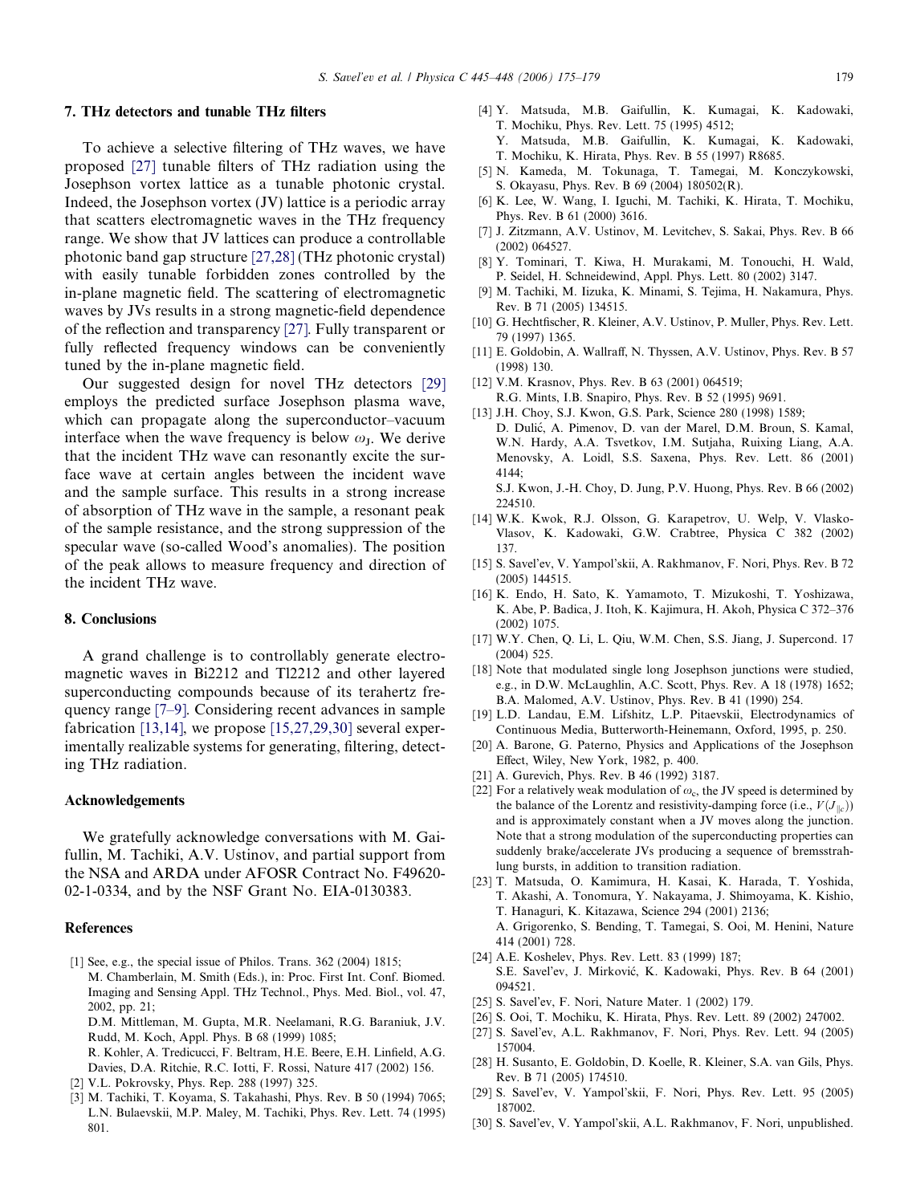## 7. THz detectors and tunable THz filters

To achieve a selective filtering of THz waves, we have proposed [27] tunable filters of THz radiation using the Josephson vortex lattice as a tunable photonic crystal. Indeed, the Josephson vortex (JV) lattice is a periodic array that scatters electromagnetic waves in the THz frequency range. We show that JV lattices can produce a controllable photonic band gap structure [27,28] (THz photonic crystal) with easily tunable forbidden zones controlled by the in-plane magnetic field. The scattering of electromagnetic waves by JVs results in a strong magnetic-field dependence of the reflection and transparency [27]. Fully transparent or fully reflected frequency windows can be conveniently tuned by the in-plane magnetic field.

Our suggested design for novel THz detectors [29] employs the predicted surface Josephson plasma wave, which can propagate along the superconductor–vacuum interface when the wave frequency is below $\omega_J$. We derive that the incident THz wave can resonantly excite the surface wave at certain angles between the incident wave and the sample surface. This results in a strong increase of absorption of THz wave in the sample, a resonant peak of the sample resistance, and the strong suppression of the specular wave (so-called Wood's anomalies). The position of the peak allows to measure frequency and direction of the incident THz wave.

## 8. Conclusions

A grand challenge is to controllably generate electromagnetic waves in Bi2212 and Tl2212 and other layered superconducting compounds because of its terahertz frequency range [7–9]. Considering recent advances in sample fabrication [13,14], we propose [15,27,29,30] several experimentally realizable systems for generating, filtering, detecting THz radiation.

## Acknowledgements

We gratefully acknowledge conversations with M. Gaifullin, M. Tachiki, A.V. Ustinov, and partial support from the NSA and ARDA under AFOSR Contract No. F49620-02-1-0334, and by the NSF Grant No. EIA-0130383.

## References

[1] See, e.g., the special issue of Philos. Trans. 362 (2004) 1815; M. Chamberlain, M. Smith (Eds.), in: Proc. First Int. Conf. Biomed. Imaging and Sensing Appl. THz Technol., Phys. Med. Biol., vol. 47, 2002, pp. 21; D.M. Mittleman, M. Gupta, M.R. Neelamani, R.G. Baraniuk, J.V. Rudd, M. Koch, Appl. Phys. B 68 (1999) 1085; R. Kohler, A. Tredicucci, F. Beltram, H.E. Beere, E.H. Linfield, A.G. Davies, D.A. Ritchie, R.C. Iotti, F. Rossi, Nature 417 (2002) 156.

[2] V.L. Pokrovsky, Phys. Rep. 288 (1997) 325.

[3] M. Tachiki, T. Koyama, S. Takahashi, Phys. Rev. B 50 (1994) 7065; L.N. Bulaevskii, M.P. Maley, M. Tachiki, Phys. Rev. Lett. 74 (1995) 801.

[4] Y. Matsuda, M.B. Gaifullin, K. Kumagai, K. Kadowaki, T. Mochiku, Phys. Rev. Lett. 75 (1995) 4512; Y. Matsuda, M.B. Gaifullin, K. Kumagai, K. Kadowaki, T. Mochiku, K. Hirata, Phys. Rev. B 55 (1997) R8685.

[5] N. Kameda, M. Tokunaga, T. Tamegai, M. Konczykowski, S. Okayasu, Phys. Rev. B 69 (2004) 180502(R).

[6] K. Lee, W. Wang, I. Iguchi, M. Tachiki, K. Hirata, T. Mochiku, Phys. Rev. B 61 (2000) 3616.

[7] J. Zitzmann, A.V. Ustinov, M. Levitchev, S. Sakai, Phys. Rev. B 66 (2002) 064527.

[8] Y. Tominari, T. Kiwa, H. Murakami, M. Tonouchi, H. Wald, P. Seidel, H. Schneidewind, Appl. Phys. Lett. 80 (2002) 3147.

[9] M. Tachiki, M. Iizuka, K. Minami, S. Tejima, H. Nakamura, Phys. Rev. B 71 (2005) 134515.

[10] G. Hechtfischer, R. Kleiner, A.V. Ustinov, P. Muller, Phys. Rev. Lett. 79 (1997) 1365.

[11] E. Goldobin, A. Wallraff, N. Thyssen, A.V. Ustinov, Phys. Rev. B 57 (1998) 130.

[12] V.M. Krasnov, Phys. Rev. B 63 (2001) 064519; R.G. Mints, I.B. Snapiro, Phys. Rev. B 52 (1995) 9691.

[13] J.H. Choy, S.J. Kwon, G.S. Park, Science 280 (1998) 1589; D. Dulić, A. Pimenov, D. van der Marel, D.M. Broun, S. Kamal, W.N. Hardy, A.A. Tsvetkov, I.M. Sutjaha, Ruixing Liang, A.A. Menovsky, A. Loidl, S.S. Saxena, Phys. Rev. Lett. 86 (2001) 4144; S.J. Kwon, J.-H. Choy, D. Jung, P.V. Huong, Phys. Rev. B 66 (2002) 224510.

[14] W.K. Kwok, R.J. Olsson, G. Karapetrov, U. Welp, V. Vlasko-Vlasov, K. Kadowaki, G.W. Crabtree, Physica C 382 (2002) 137.

[15] S. Savel'ev, V. Yampol'skii, A. Rakhmanov, F. Nori, Phys. Rev. B 72 (2005) 144515.

[16] K. Endo, H. Sato, K. Yamamoto, T. Mizukoshi, T. Yoshizawa, K. Abe, P. Badica, J. Itoh, K. Kajimura, H. Akoh, Physica C 372–376 (2002) 1075.

[17] W.Y. Chen, Q. Li, L. Qiu, W.M. Chen, S.S. Jiang, J. Supercond. 17 (2004) 525.

[18] Note that modulated single long Josephson junctions were studied, e.g., in D.W. McLaughlin, A.C. Scott, Phys. Rev. A 18 (1978) 1652; B.A. Malomed, A.V. Ustinov, Phys. Rev. B 41 (1990) 254.

[19] L.D. Landau, E.M. Lifshitz, L.P. Pitaevskii, Electrodynamics of Continuous Media, Butterworth-Heinemann, Oxford, 1995, p. 250.

[20] A. Barone, G. Paterno, Physics and Applications of the Josephson Effect, Wiley, New York, 1982, p. 400.

[21] A. Gurevich, Phys. Rev. B 46 (1992) 3187.

[22] For a relatively weak modulation of $\omega_c$, the JV speed is determined by the balance of the Lorentz and resistivity-damping force (i.e., $V(J_{\parallel c})$) and is approximately constant when a JV moves along the junction. Note that a strong modulation of the superconducting properties can suddenly brake/accelerate JVs producing a sequence of bremsstrahlung bursts, in addition to transition radiation.

[23] T. Matsuda, O. Kamimura, H. Kasai, K. Harada, T. Yoshida, T. Akashi, A. Tonomura, Y. Nakayama, J. Shimoyama, K. Kishio, T. Hanaguri, K. Kitazawa, Science 294 (2001) 2136; A. Grigorenko, S. Bending, T. Tamegai, S. Ooi, M. Henini, Nature 414 (2001) 728.

[24] A.E. Koshelev, Phys. Rev. Lett. 83 (1999) 187; S.E. Savel'ev, J. Mirković, K. Kadowaki, Phys. Rev. B 64 (2001) 094521.

[25] S. Savel'ev, F. Nori, Nature Mater. 1 (2002) 179.

[26] S. Ooi, T. Mochiku, K. Hirata, Phys. Rev. Lett. 89 (2002) 247002.

[27] S. Savel'ev, A.L. Rakhmanov, F. Nori, Phys. Rev. Lett. 94 (2005) 157004.

[28] H. Susanto, E. Goldobin, D. Koelle, R. Kleiner, S.A. van Gils, Phys. Rev. B 71 (2005) 174510.

[29] S. Savel'ev, V. Yampol'skii, F. Nori, Phys. Rev. Lett. 95 (2005) 187002.

[30] S. Savel'ev, V. Yampol'skii, A.L. Rakhmanov, F. Nori, unpublished.